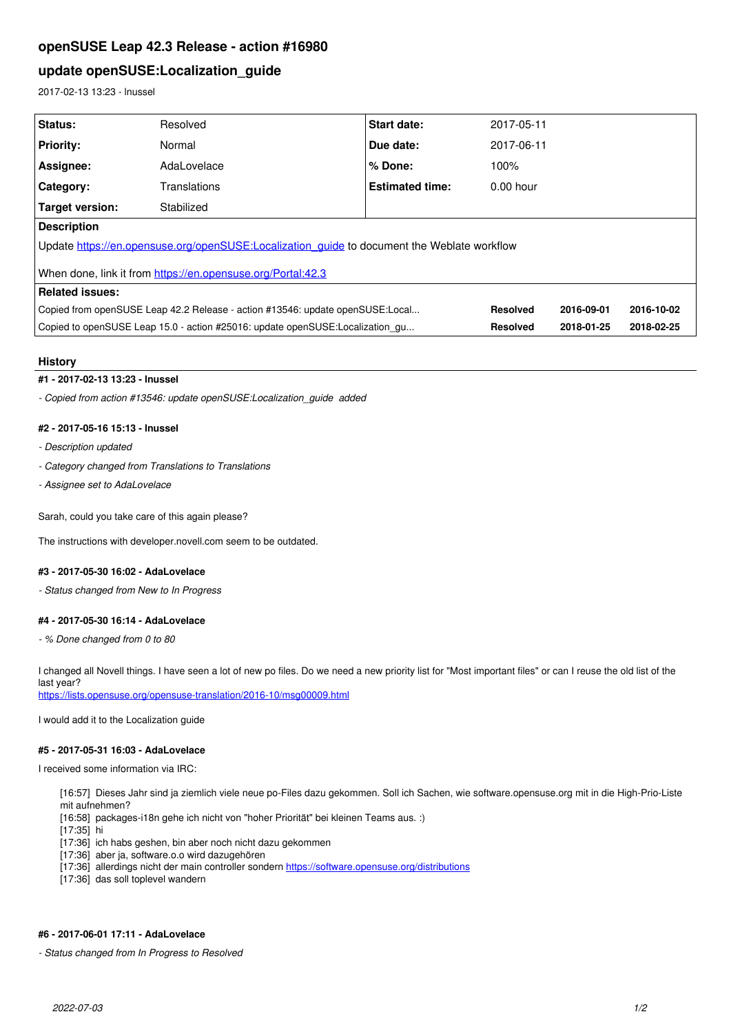# openSUSE Leap 42.3 Release - action #16980

## update openSUSE:Localization_guide

2017-02-13 13:23 - lnussel

| Status: | Resolved | Start date: | 2017-05-11 |
|---|---|---|---|
| Priority: | Normal | Due date: | 2017-06-11 |
| Assignee: | AdaLovelace | % Done: | 100% |
| Category: | Translations | Estimated time: | 0.00 hour |
| Target version: | Stabilized | | |

**Description**

Update https://en.opensuse.org/openSUSE:Localization_guide to document the Weblate workflow

When done, link it from https://en.opensuse.org/Portal:42.3

**Related issues:**

| | | | |
|---|---|---|---|
| Copied from openSUSE Leap 42.2 Release - action #13546: update openSUSE:Local... | Resolved | 2016-09-01 | 2016-10-02 |
| Copied to openSUSE Leap 15.0 - action #25016: update openSUSE:Localization_gu... | Resolved | 2018-01-25 | 2018-02-25 |

### History

#### #1 - 2017-02-13 13:23 - lnussel

*- Copied from action #13546: update openSUSE:Localization_guide added*

#### #2 - 2017-05-16 15:13 - lnussel

*- Description updated*

*- Category changed from Translations to Translations*

*- Assignee set to AdaLovelace*

Sarah, could you take care of this again please?

The instructions with developer.novell.com seem to be outdated.

#### #3 - 2017-05-30 16:02 - AdaLovelace

*- Status changed from New to In Progress*

#### #4 - 2017-05-30 16:14 - AdaLovelace

*- % Done changed from 0 to 80*

I changed all Novell things. I have seen a lot of new po files. Do we need a new priority list for "Most important files" or can I reuse the old list of the last year?
https://lists.opensuse.org/opensuse-translation/2016-10/msg00009.html

I would add it to the Localization guide

#### #5 - 2017-05-31 16:03 - AdaLovelace

I received some information via IRC:

> [16:57] Dieses Jahr sind ja ziemlich viele neue po-Files dazu gekommen. Soll ich Sachen, wie software.opensuse.org mit in die High-Prio-Liste mit aufnehmen?
> [16:58] packages-i18n gehe ich nicht von "hoher Priorität" bei kleinen Teams aus. :)
> [17:35] hi
> [17:36] ich habs geshen, bin aber noch nicht dazu gekommen
> [17:36] aber ja, software.o.o wird dazugehören
> [17:36] allerdings nicht der main controller sondern https://software.opensuse.org/distributions
> [17:36] das soll toplevel wandern

#### #6 - 2017-06-01 17:11 - AdaLovelace

*- Status changed from In Progress to Resolved*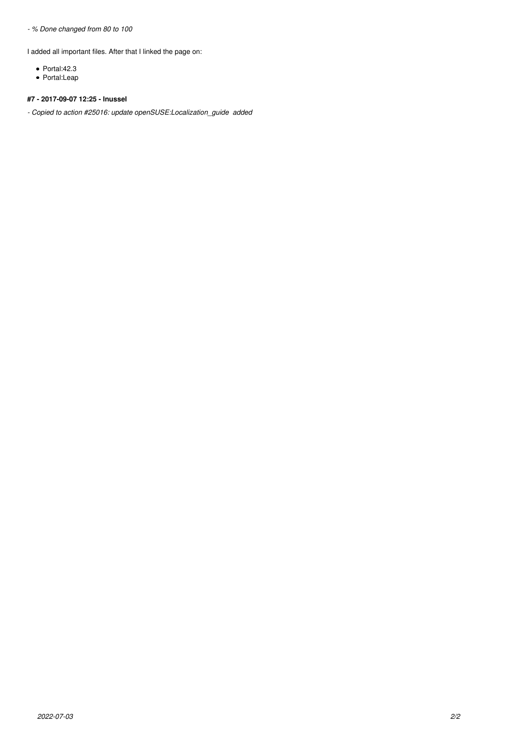*- % Done changed from 80 to 100*

I added all important files. After that I linked the page on:

- Portal:42.3
- Portal:Leap

**#7 - 2017-09-07 12:25 - lnussel**

*- Copied to action #25016: update openSUSE:Localization_guide added*